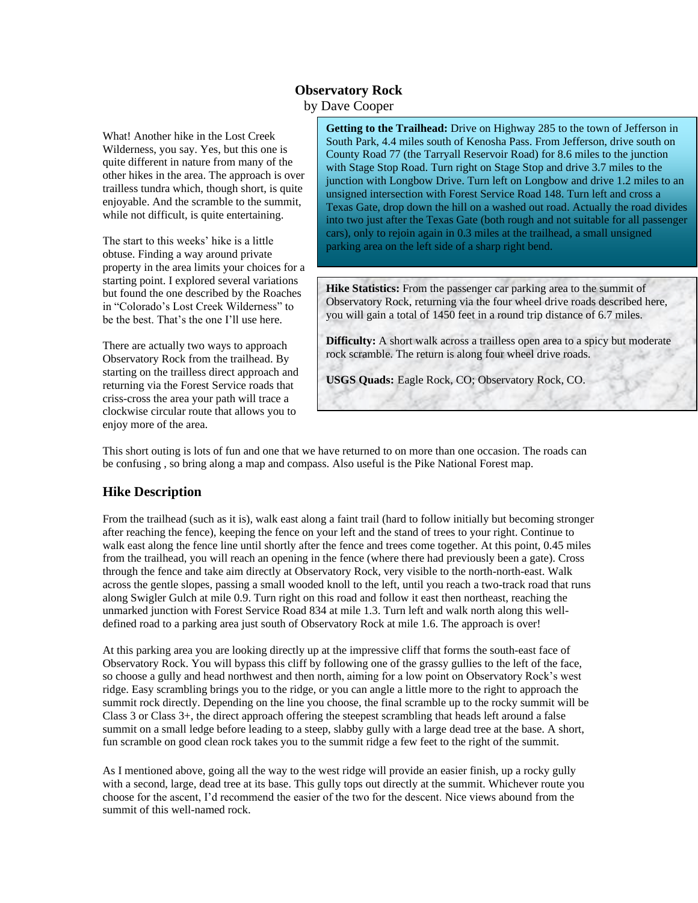**Observatory Rock**
by Dave Cooper

What! Another hike in the Lost Creek Wilderness, you say. Yes, but this one is quite different in nature from many of the other hikes in the area. The approach is over trailless tundra which, though short, is quite enjoyable. And the scramble to the summit, while not difficult, is quite entertaining.

The start to this weeks' hike is a little obtuse. Finding a way around private property in the area limits your choices for a starting point. I explored several variations but found the one described by the Roaches in "Colorado's Lost Creek Wilderness" to be the best. That's the one I'll use here.

There are actually two ways to approach Observatory Rock from the trailhead. By starting on the trailless direct approach and returning via the Forest Service roads that criss-cross the area your path will trace a clockwise circular route that allows you to enjoy more of the area.

**Getting to the Trailhead:** Drive on Highway 285 to the town of Jefferson in South Park, 4.4 miles south of Kenosha Pass. From Jefferson, drive south on County Road 77 (the Tarryall Reservoir Road) for 8.6 miles to the junction with Stage Stop Road. Turn right on Stage Stop and drive 3.7 miles to the junction with Longbow Drive. Turn left on Longbow and drive 1.2 miles to an unsigned intersection with Forest Service Road 148. Turn left and cross a Texas Gate, drop down the hill on a washed out road. Actually the road divides into two just after the Texas Gate (both rough and not suitable for all passenger cars), only to rejoin again in 0.3 miles at the trailhead, a small unsigned parking area on the left side of a sharp right bend.

**Hike Statistics:** From the passenger car parking area to the summit of Observatory Rock, returning via the four wheel drive roads described here, you will gain a total of 1450 feet in a round trip distance of 6.7 miles.

**Difficulty:** A short walk across a trailless open area to a spicy but moderate rock scramble. The return is along four wheel drive roads.

**USGS Quads:** Eagle Rock, CO; Observatory Rock, CO.

This short outing is lots of fun and one that we have returned to on more than one occasion. The roads can be confusing , so bring along a map and compass. Also useful is the Pike National Forest map.

## Hike Description

From the trailhead (such as it is), walk east along a faint trail (hard to follow initially but becoming stronger after reaching the fence), keeping the fence on your left and the stand of trees to your right. Continue to walk east along the fence line until shortly after the fence and trees come together. At this point, 0.45 miles from the trailhead, you will reach an opening in the fence (where there had previously been a gate). Cross through the fence and take aim directly at Observatory Rock, very visible to the north-north-east. Walk across the gentle slopes, passing a small wooded knoll to the left, until you reach a two-track road that runs along Swigler Gulch at mile 0.9. Turn right on this road and follow it east then northeast, reaching the unmarked junction with Forest Service Road 834 at mile 1.3. Turn left and walk north along this well-defined road to a parking area just south of Observatory Rock at mile 1.6. The approach is over!

At this parking area you are looking directly up at the impressive cliff that forms the south-east face of Observatory Rock. You will bypass this cliff by following one of the grassy gullies to the left of the face, so choose a gully and head northwest and then north, aiming for a low point on Observatory Rock's west ridge. Easy scrambling brings you to the ridge, or you can angle a little more to the right to approach the summit rock directly. Depending on the line you choose, the final scramble up to the rocky summit will be Class 3 or Class 3+, the direct approach offering the steepest scrambling that heads left around a false summit on a small ledge before leading to a steep, slabby gully with a large dead tree at the base. A short, fun scramble on good clean rock takes you to the summit ridge a few feet to the right of the summit.

As I mentioned above, going all the way to the west ridge will provide an easier finish, up a rocky gully with a second, large, dead tree at its base. This gully tops out directly at the summit. Whichever route you choose for the ascent, I'd recommend the easier of the two for the descent. Nice views abound from the summit of this well-named rock.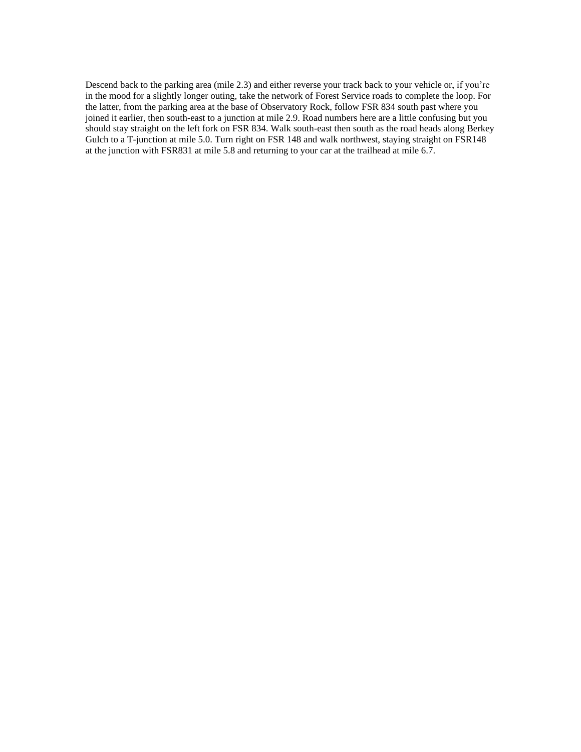Descend back to the parking area (mile 2.3) and either reverse your track back to your vehicle or, if you're in the mood for a slightly longer outing, take the network of Forest Service roads to complete the loop. For the latter, from the parking area at the base of Observatory Rock, follow FSR 834 south past where you joined it earlier, then south-east to a junction at mile 2.9. Road numbers here are a little confusing but you should stay straight on the left fork on FSR 834. Walk south-east then south as the road heads along Berkey Gulch to a T-junction at mile 5.0. Turn right on FSR 148 and walk northwest, staying straight on FSR148 at the junction with FSR831 at mile 5.8 and returning to your car at the trailhead at mile 6.7.